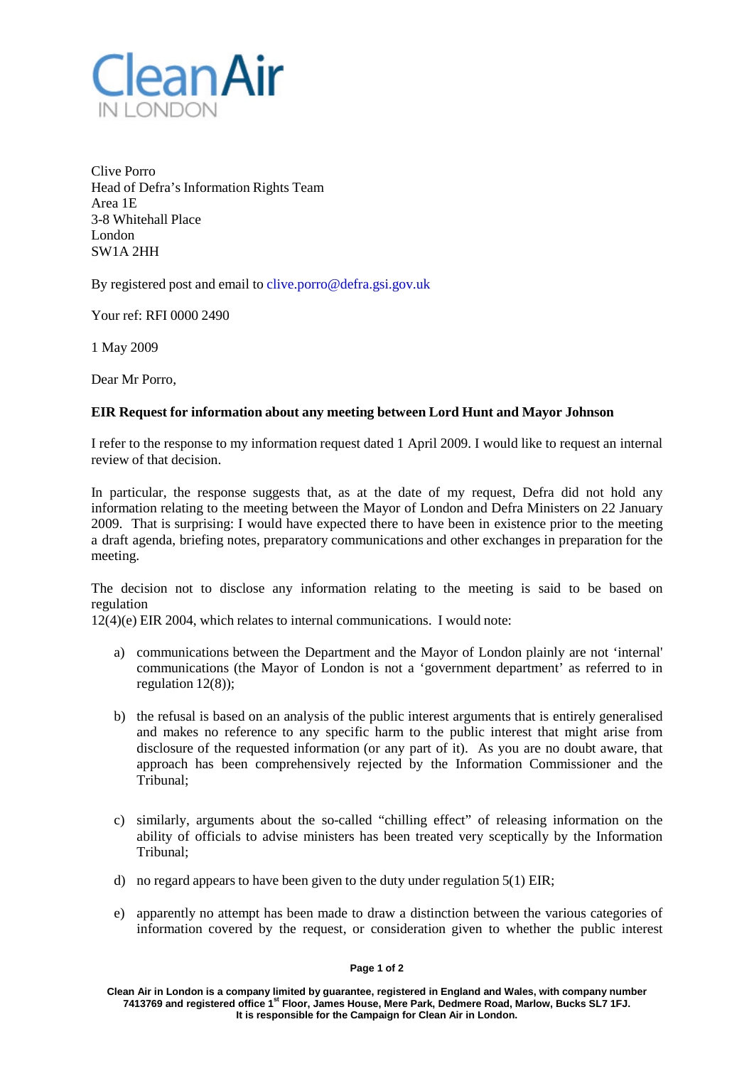Clean Air
IN LONDON

Clive Porro
Head of Defra's Information Rights Team
Area 1E
3-8 Whitehall Place
London
SW1A 2HH

By registered post and email to clive.porro@defra.gsi.gov.uk

Your ref: RFI 0000 2490

1 May 2009

Dear Mr Porro,

**EIR Request for information about any meeting between Lord Hunt and Mayor Johnson**

I refer to the response to my information request dated 1 April 2009. I would like to request an internal review of that decision.

In particular, the response suggests that, as at the date of my request, Defra did not hold any information relating to the meeting between the Mayor of London and Defra Ministers on 22 January 2009. That is surprising: I would have expected there to have been in existence prior to the meeting a draft agenda, briefing notes, preparatory communications and other exchanges in preparation for the meeting.

The decision not to disclose any information relating to the meeting is said to be based on regulation 12(4)(e) EIR 2004, which relates to internal communications. I would note:

a) communications between the Department and the Mayor of London plainly are not 'internal' communications (the Mayor of London is not a 'government department' as referred to in regulation 12(8));

b) the refusal is based on an analysis of the public interest arguments that is entirely generalised and makes no reference to any specific harm to the public interest that might arise from disclosure of the requested information (or any part of it). As you are no doubt aware, that approach has been comprehensively rejected by the Information Commissioner and the Tribunal;

c) similarly, arguments about the so-called "chilling effect" of releasing information on the ability of officials to advise ministers has been treated very sceptically by the Information Tribunal;

d) no regard appears to have been given to the duty under regulation 5(1) EIR;

e) apparently no attempt has been made to draw a distinction between the various categories of information covered by the request, or consideration given to whether the public interest

Clean Air in London is a company limited by guarantee, registered in England and Wales, with company number 7413769 and registered office 1st Floor, James House, Mere Park, Dedmere Road, Marlow, Bucks SL7 1FJ. It is responsible for the Campaign for Clean Air in London.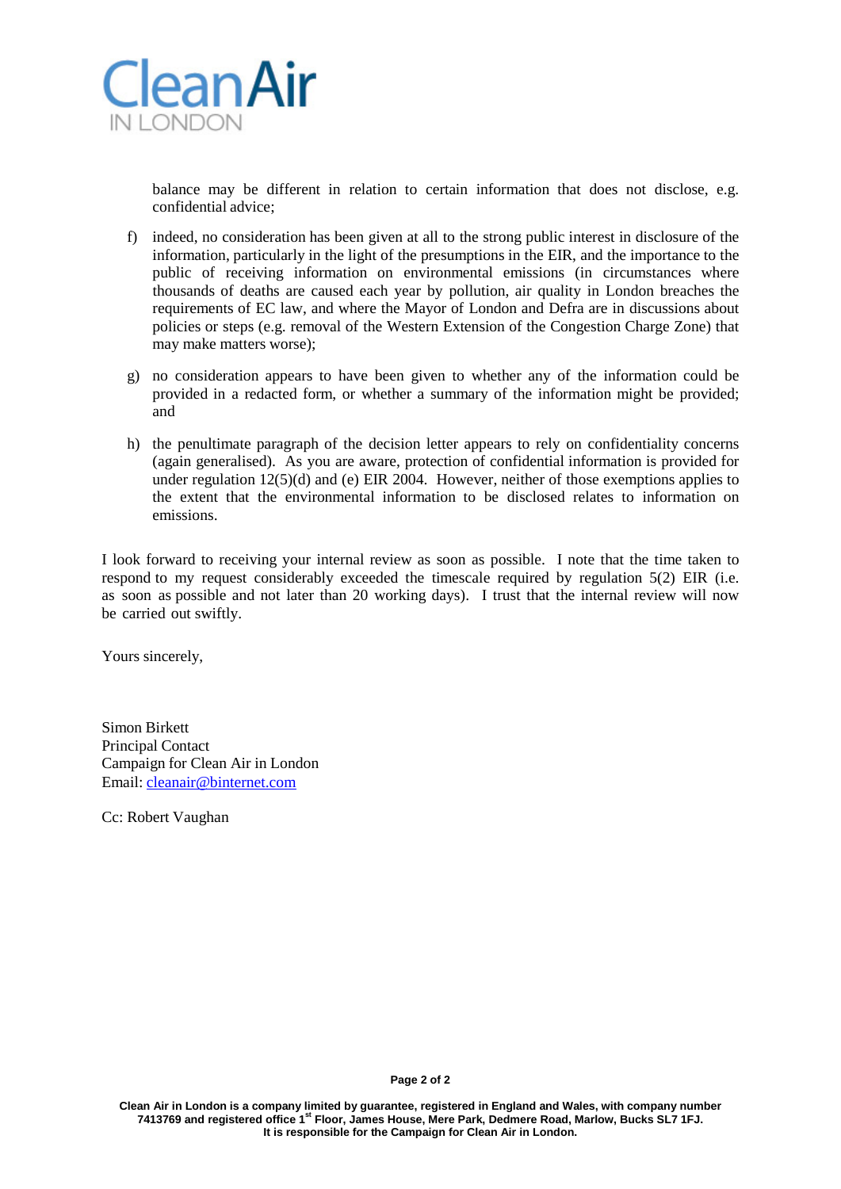**Clean Air**
IN LONDON

balance may be different in relation to certain information that does not disclose, e.g. confidential advice;

f) indeed, no consideration has been given at all to the strong public interest in disclosure of the information, particularly in the light of the presumptions in the EIR, and the importance to the public of receiving information on environmental emissions (in circumstances where thousands of deaths are caused each year by pollution, air quality in London breaches the requirements of EC law, and where the Mayor of London and Defra are in discussions about policies or steps (e.g. removal of the Western Extension of the Congestion Charge Zone) that may make matters worse);

g) no consideration appears to have been given to whether any of the information could be provided in a redacted form, or whether a summary of the information might be provided; and

h) the penultimate paragraph of the decision letter appears to rely on confidentiality concerns (again generalised). As you are aware, protection of confidential information is provided for under regulation 12(5)(d) and (e) EIR 2004. However, neither of those exemptions applies to the extent that the environmental information to be disclosed relates to information on emissions.

I look forward to receiving your internal review as soon as possible. I note that the time taken to respond to my request considerably exceeded the timescale required by regulation 5(2) EIR (i.e. as soon as possible and not later than 20 working days). I trust that the internal review will now be carried out swiftly.

Yours sincerely,

Simon Birkett
Principal Contact
Campaign for Clean Air in London
Email: cleanair@btinternet.com

Cc: Robert Vaughan

**Clean Air in London is a company limited by guarantee, registered in England and Wales, with company number 7413769 and registered office 1st Floor, James House, Mere Park, Dedmere Road, Marlow, Bucks SL7 1FJ. It is responsible for the Campaign for Clean Air in London.**